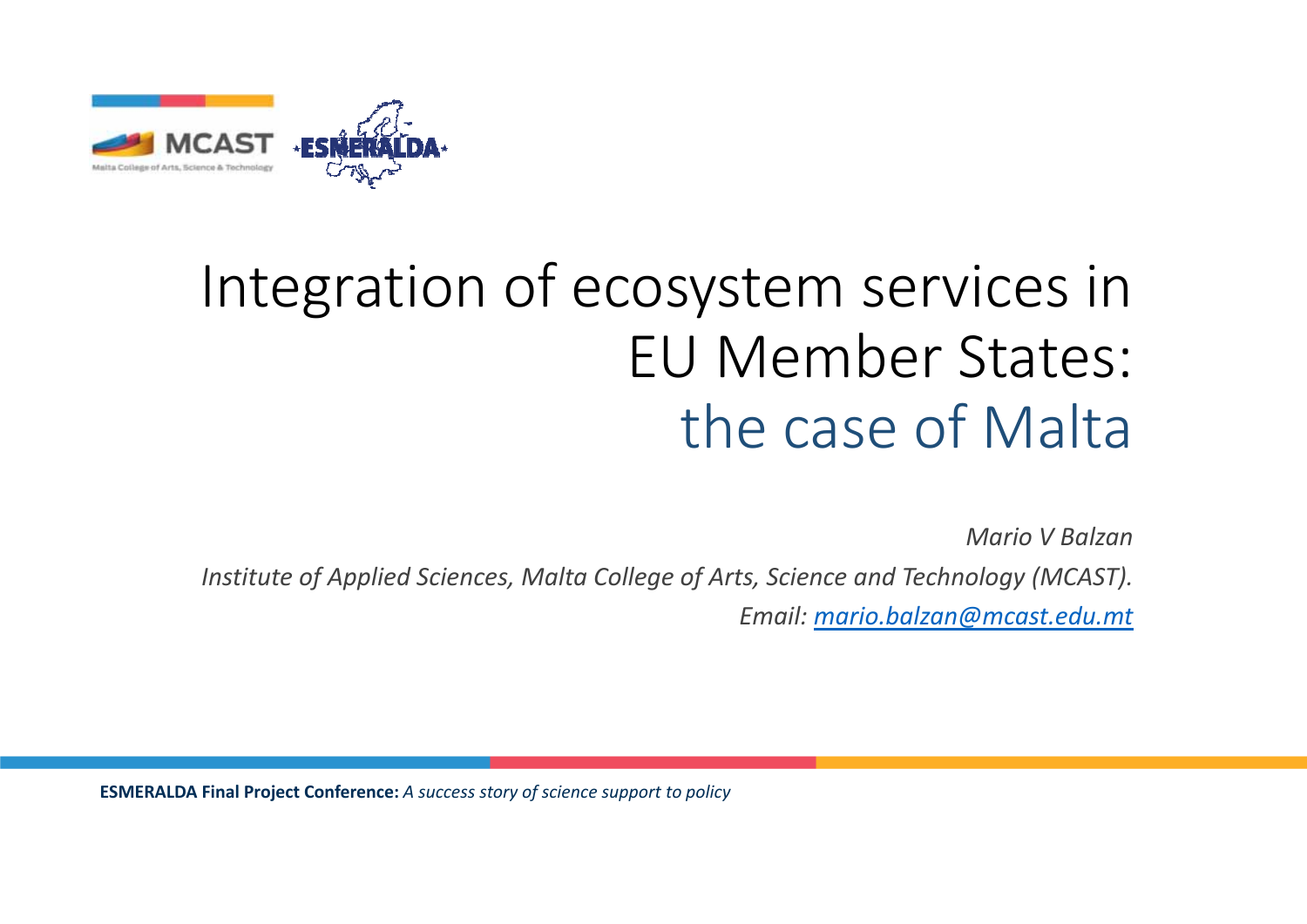# Integration of ecosystem services in EU Member States: the case of Malta

*Mario V Balzan*

*Institute of Applied Sciences, Malta College of Arts, Science and Technology (MCAST).*

*Email: mario.balzan@mcast.edu.mt*

**ESMERALDA Final Project Conference:** *A success story of science support to policy*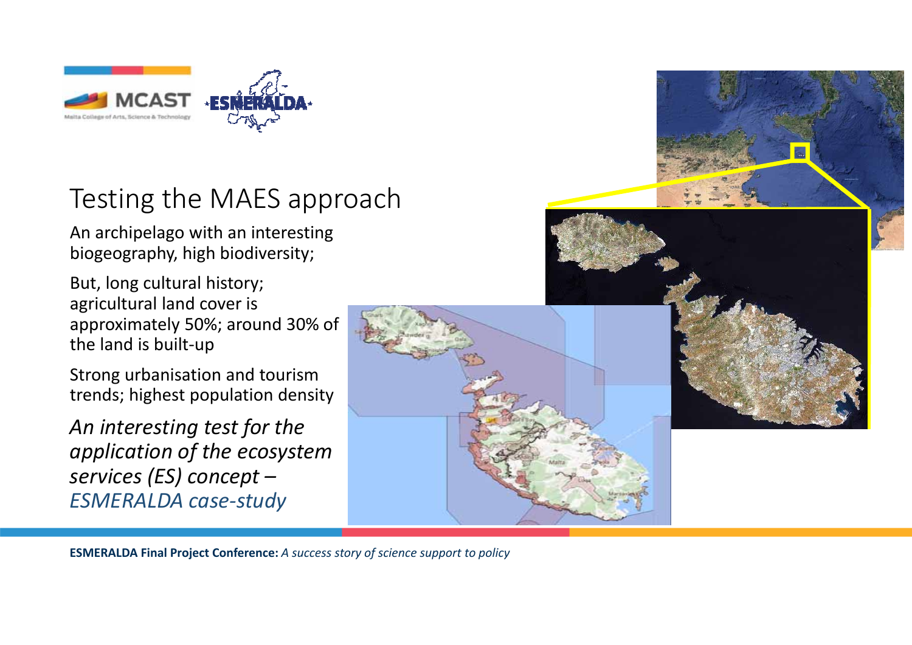# Testing the MAES approach

An archipelago with an interesting biogeography, high biodiversity;

But, long cultural history; agricultural land cover is approximately 50%; around 30% of the land is built-up

Strong urbanisation and tourism trends; highest population density

*An interesting test for the application of the ecosystem services (ES) concept – ESMERALDA case-study*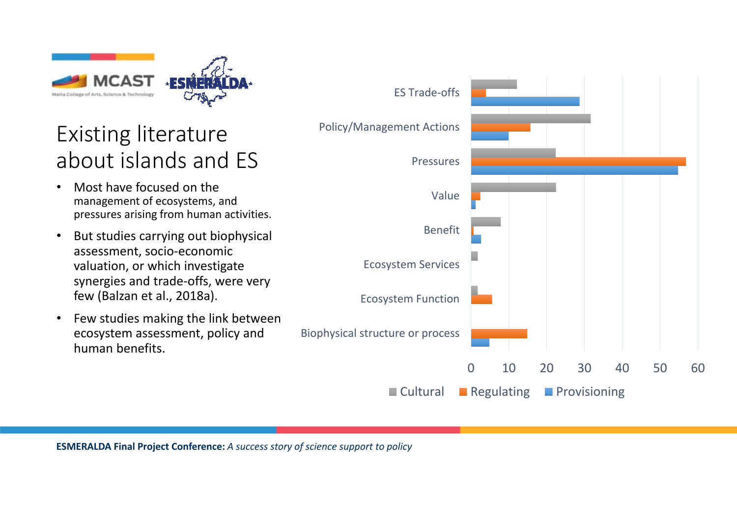# Existing literature about islands and ES

- Most have focused on the management of ecosystems, and pressures arising from human activities.
- But studies carrying out biophysical assessment, socio-economic valuation, or which investigate synergies and trade-offs, were very few (Balzan et al., 2018a).
- Few studies making the link between ecosystem assessment, policy and human benefits.

ES Trade-offs
Policy/Management Actions
Pressures
Value
Benefit
Ecosystem Services
Ecosystem Function
Biophysical structure or process

0 10 20 30 40 50 60

Cultural Regulating Provisioning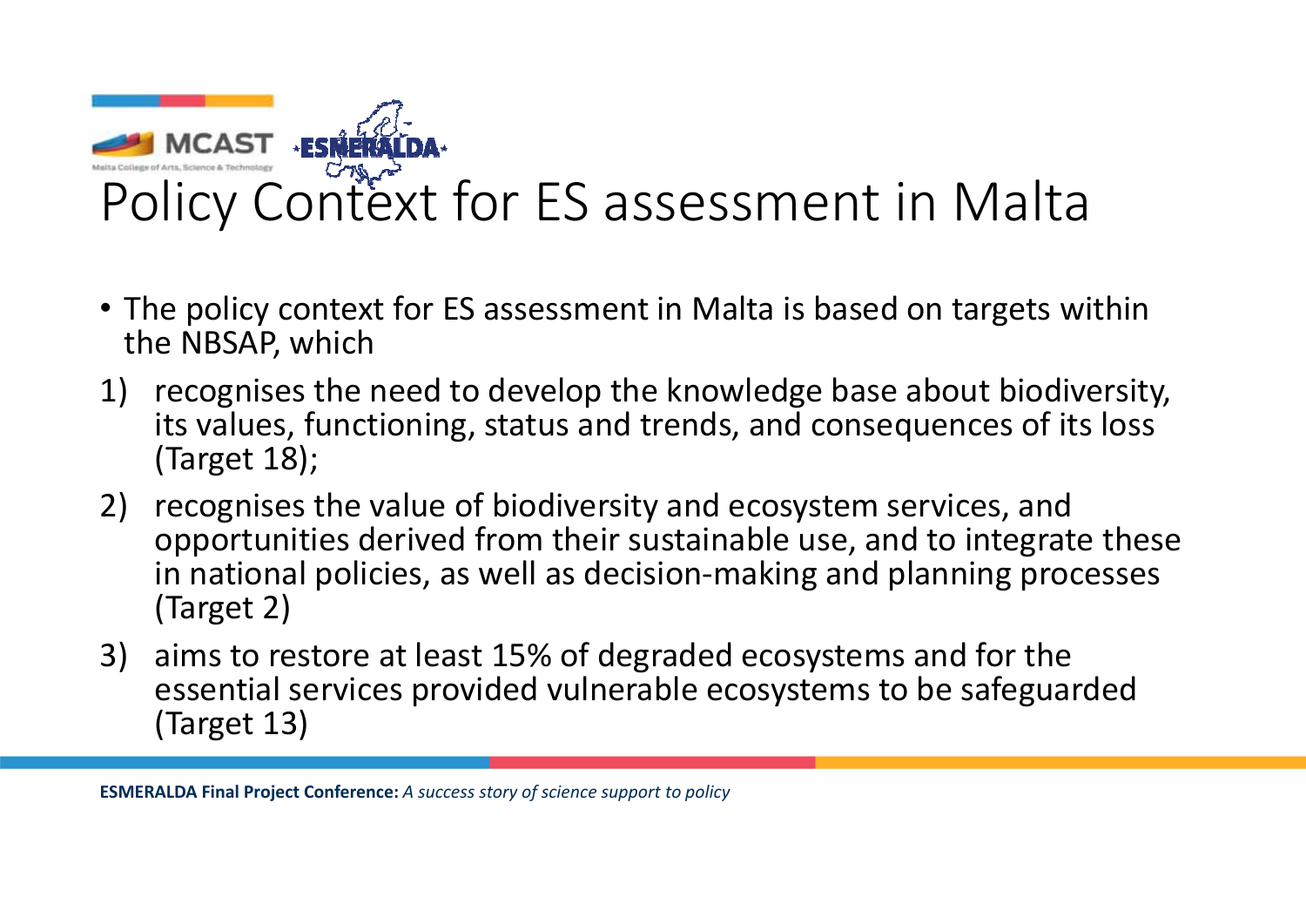# Policy Context for ES assessment in Malta

- The policy context for ES assessment in Malta is based on targets within the NBSAP, which

1) recognises the need to develop the knowledge base about biodiversity, its values, functioning, status and trends, and consequences of its loss (Target 18);
2) recognises the value of biodiversity and ecosystem services, and opportunities derived from their sustainable use, and to integrate these in national policies, as well as decision-making and planning processes (Target 2)
3) aims to restore at least 15% of degraded ecosystems and for the essential services provided vulnerable ecosystems to be safeguarded (Target 13)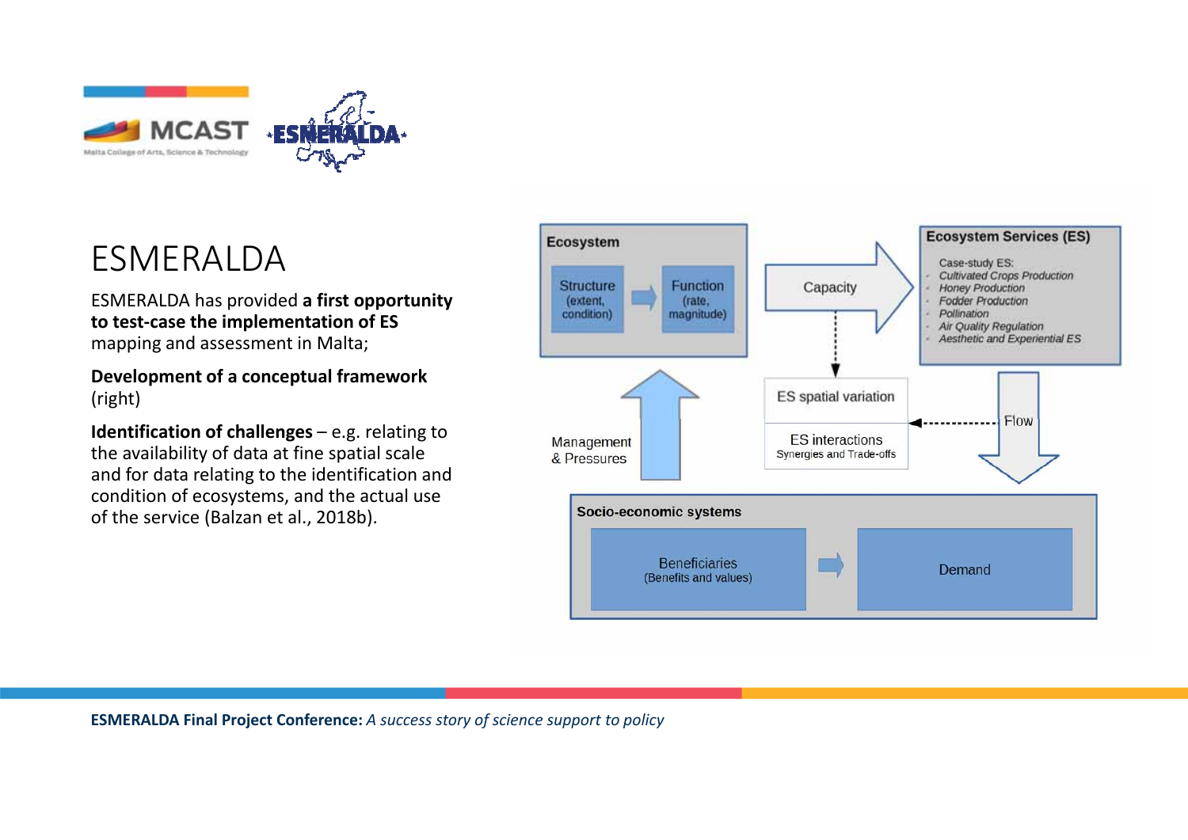# ESMERALDA

ESMERALDA has provided **a first opportunity to test-case the implementation of ES** mapping and assessment in Malta;

**Development of a conceptual framework** (right)

**Identification of challenges** – e.g. relating to the availability of data at fine spatial scale and for data relating to the identification and condition of ecosystems, and the actual use of the service (Balzan et al., 2018b).

**Ecosystem**

- Structure (extent, condition) → Function (rate, magnitude)

Capacity →

**Ecosystem Services (ES)**

Case-study ES:
- *Cultivated Crops Production*
- *Honey Production*
- *Fodder Production*
- *Pollination*
- *Air Quality Regulation*
- *Aesthetic and Experiential ES*

ES spatial variation

ES interactions
Synergies and Trade-offs

Flow

Management & Pressures

**Socio-economic systems**

- Beneficiaries (Benefits and values) → Demand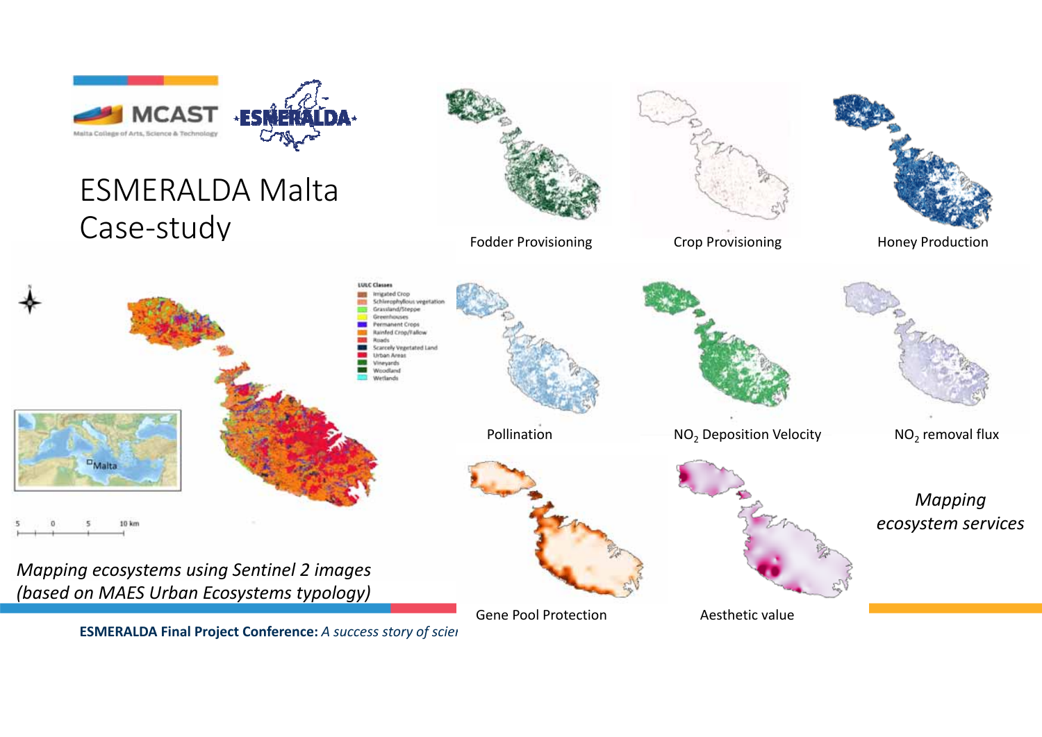# ESMERALDA Malta Case-study

*Mapping ecosystems using Sentinel 2 images (based on MAES Urban Ecosystems typology)*

LULC Classes
- Irrigated Crop
- Schlerophyllous vegetation
- Grassland/Steppe
- Greenhouses
- Permanent Crops
- Rainfed Crop/Fallow
- Roads
- Scarcely Vegetated Land
- Urban Areas
- Vineyards
- Woodland
- Wetlands

*Mapping ecosystem services*

- Fodder Provisioning
- Crop Provisioning
- Honey Production
- Pollination
- $NO_2$ Deposition Velocity
- $NO_2$ removal flux
- Gene Pool Protection
- Aesthetic value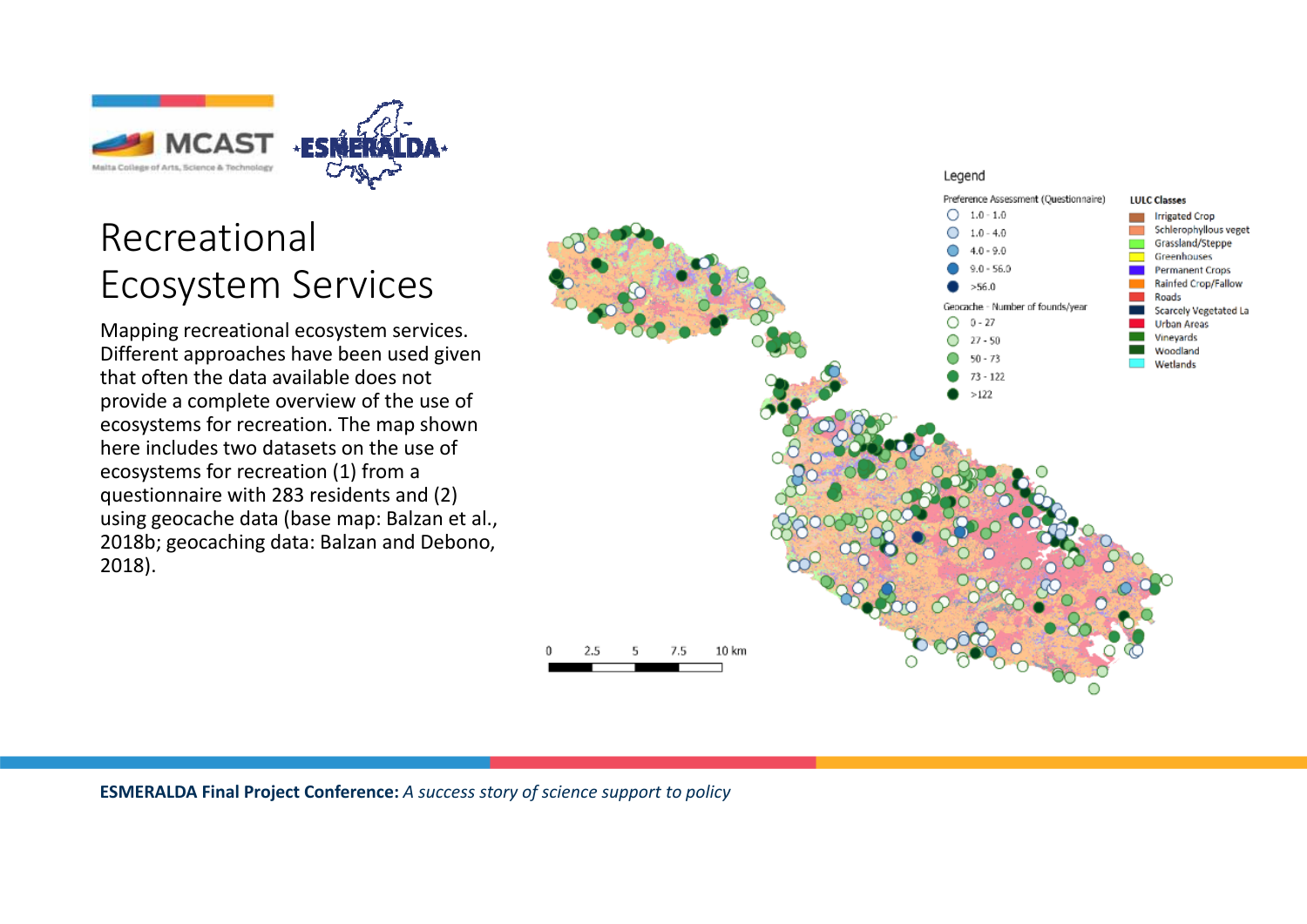# Recreational Ecosystem Services

Mapping recreational ecosystem services. Different approaches have been used given that often the data available does not provide a complete overview of the use of ecosystems for recreation. The map shown here includes two datasets on the use of ecosystems for recreation (1) from a questionnaire with 283 residents and (2) using geocache data (base map: Balzan et al., 2018b; geocaching data: Balzan and Debono, 2018).

Legend

Preference Assessment (Questionnaire)
- 1.0 - 1.0
- 1.0 - 4.0
- 4.0 - 9.0
- 9.0 - 56.0
- >56.0

Geocache - Number of founds/year
- 0 - 27
- 27 - 50
- 50 - 73
- 73 - 122
- >122

LULC Classes
- Irrigated Crop
- Schlerophyllous veget
- Grassland/Steppe
- Greenhouses
- Permanent Crops
- Rainfed Crop/Fallow
- Roads
- Scarcely Vegetated La
- Urban Areas
- Vineyards
- Woodland
- Wetlands

0 2.5 5 7.5 10 km

**ESMERALDA Final Project Conference:** *A success story of science support to policy*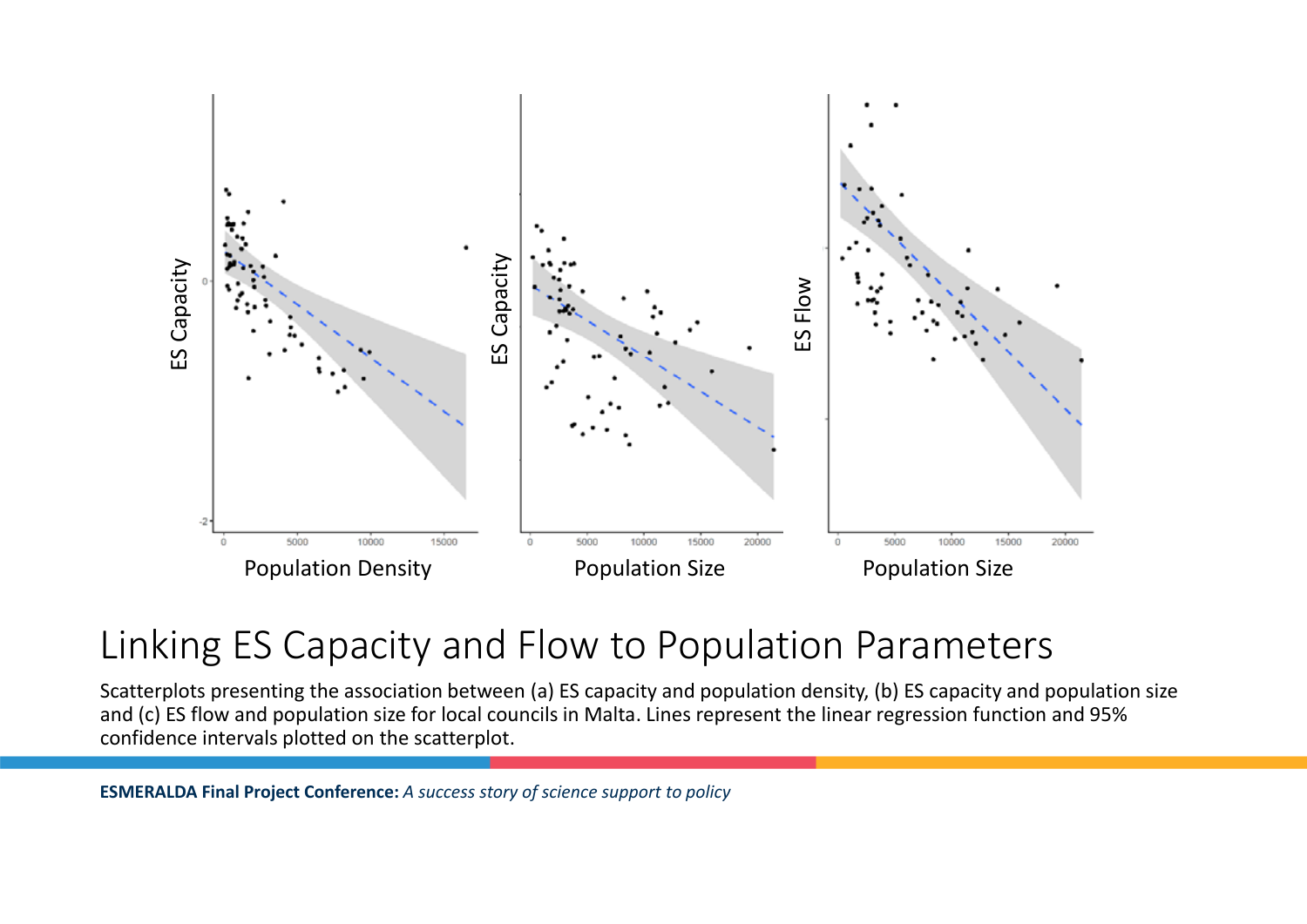# Linking ES Capacity and Flow to Population Parameters

Scatterplots presenting the association between (a) ES capacity and population density, (b) ES capacity and population size and (c) ES flow and population size for local councils in Malta. Lines represent the linear regression function and 95% confidence intervals plotted on the scatterplot.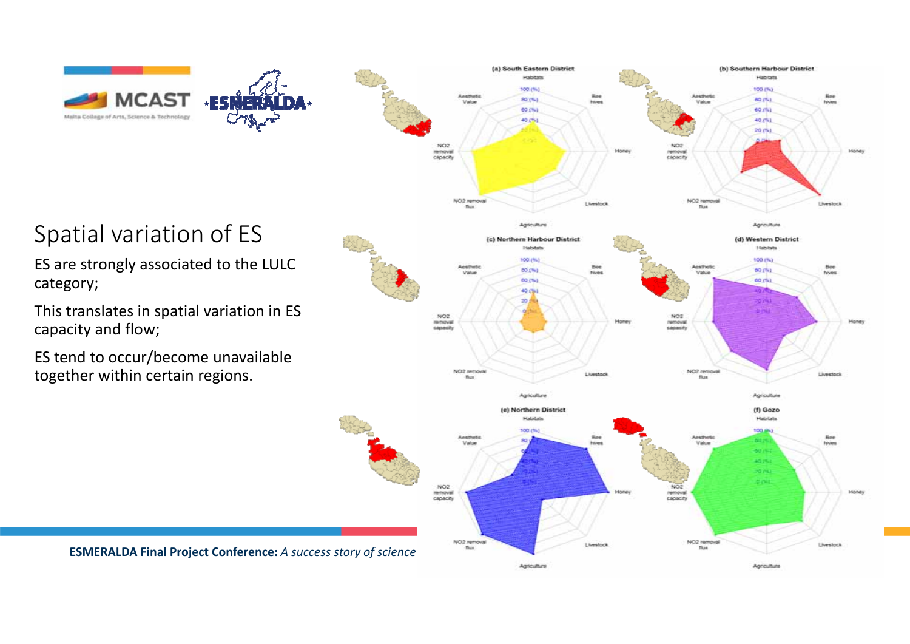# Spatial variation of ES

ES are strongly associated to the LULC category;

This translates in spatial variation in ES capacity and flow;

ES tend to occur/become unavailable together within certain regions.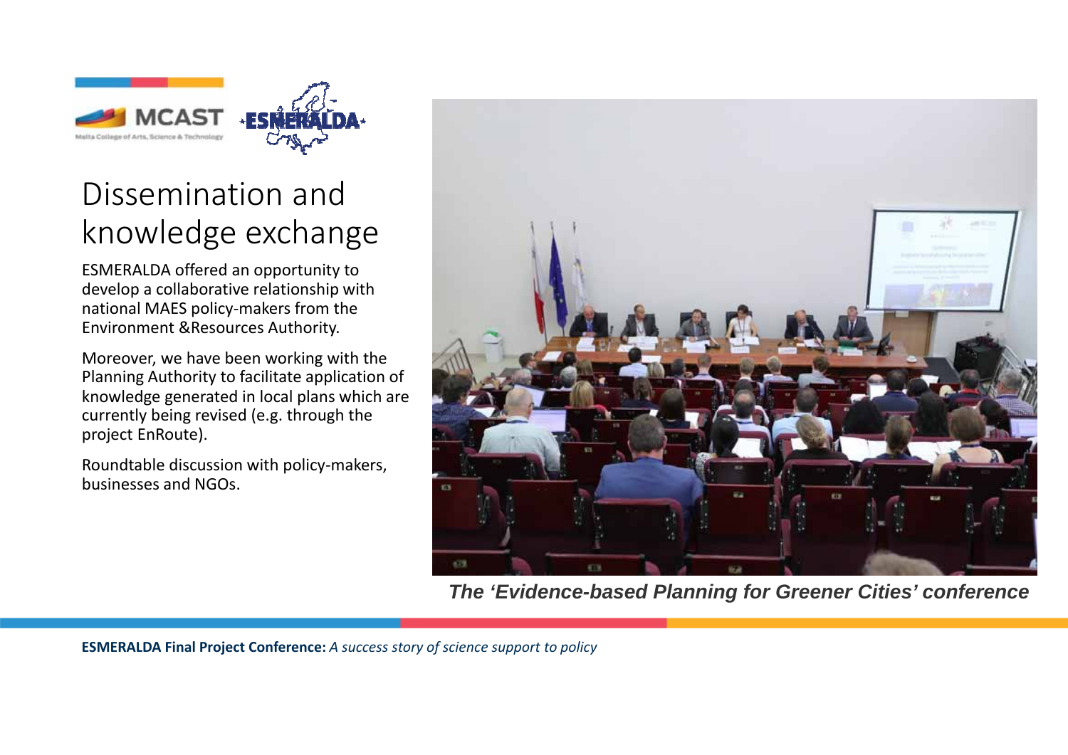# Dissemination and knowledge exchange

ESMERALDA offered an opportunity to develop a collaborative relationship with national MAES policy-makers from the Environment &Resources Authority.

Moreover, we have been working with the Planning Authority to facilitate application of knowledge generated in local plans which are currently being revised (e.g. through the project EnRoute).

Roundtable discussion with policy-makers, businesses and NGOs.

***The 'Evidence-based Planning for Greener Cities' conference***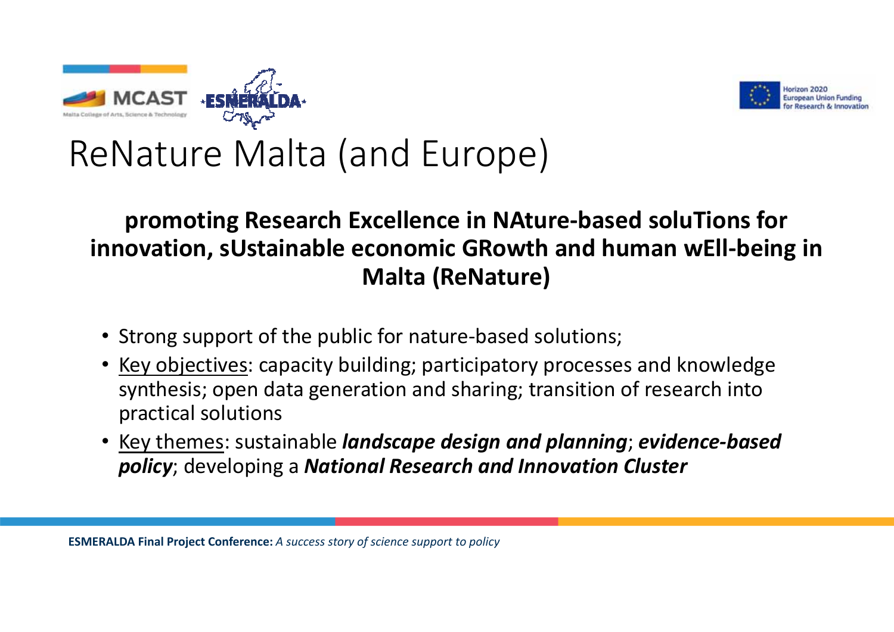# ReNature Malta (and Europe)

**promoting Research Excellence in NAture-based soluTions for innovation, sUstainable economic GRowth and human wEll-being in Malta (ReNature)**

- Strong support of the public for nature-based solutions;
- Key objectives: capacity building; participatory processes and knowledge synthesis; open data generation and sharing; transition of research into practical solutions
- Key themes: sustainable ***landscape design and planning***; ***evidence-based policy***; developing a ***National Research and Innovation Cluster***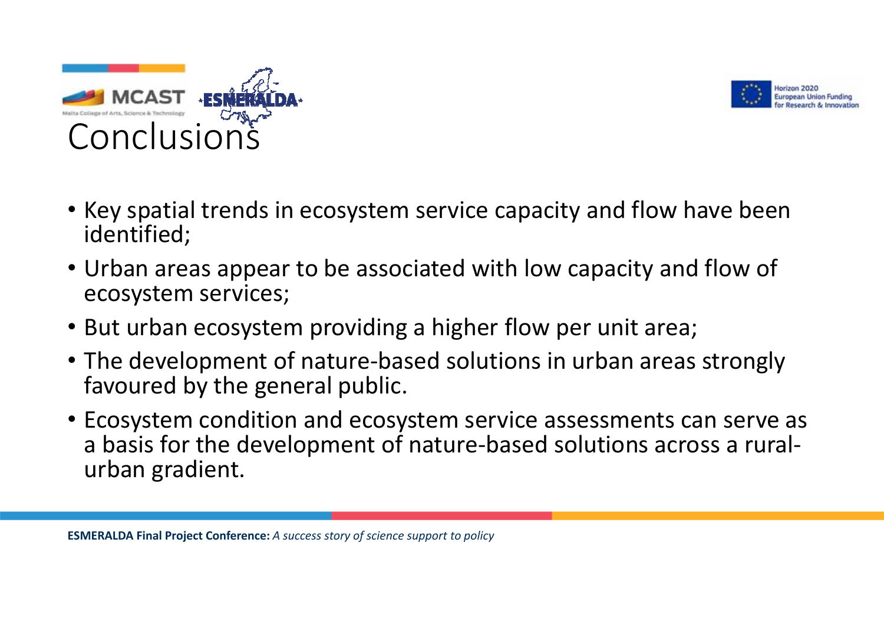# Conclusions

- Key spatial trends in ecosystem service capacity and flow have been identified;
- Urban areas appear to be associated with low capacity and flow of ecosystem services;
- But urban ecosystem providing a higher flow per unit area;
- The development of nature-based solutions in urban areas strongly favoured by the general public.
- Ecosystem condition and ecosystem service assessments can serve as a basis for the development of nature-based solutions across a rural-urban gradient.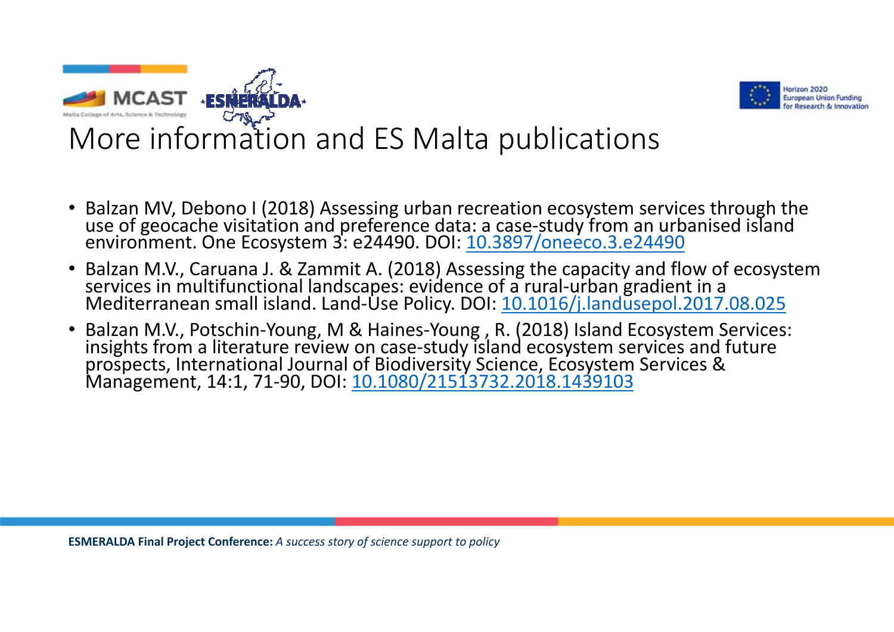# More information and ES Malta publications

- Balzan MV, Debono I (2018) Assessing urban recreation ecosystem services through the use of geocache visitation and preference data: a case-study from an urbanised island environment. One Ecosystem 3: e24490. DOI: [10.3897/oneeco.3.e24490](https://doi.org/10.3897/oneeco.3.e24490)
- Balzan M.V., Caruana J. & Zammit A. (2018) Assessing the capacity and flow of ecosystem services in multifunctional landscapes: evidence of a rural-urban gradient in a Mediterranean small island. Land-Use Policy. DOI: [10.1016/j.landusepol.2017.08.025](https://doi.org/10.1016/j.landusepol.2017.08.025)
- Balzan M.V., Potschin-Young, M & Haines-Young , R. (2018) Island Ecosystem Services: insights from a literature review on case-study island ecosystem services and future prospects, International Journal of Biodiversity Science, Ecosystem Services & Management, 14:1, 71-90, DOI: [10.1080/21513732.2018.1439103](https://doi.org/10.1080/21513732.2018.1439103)